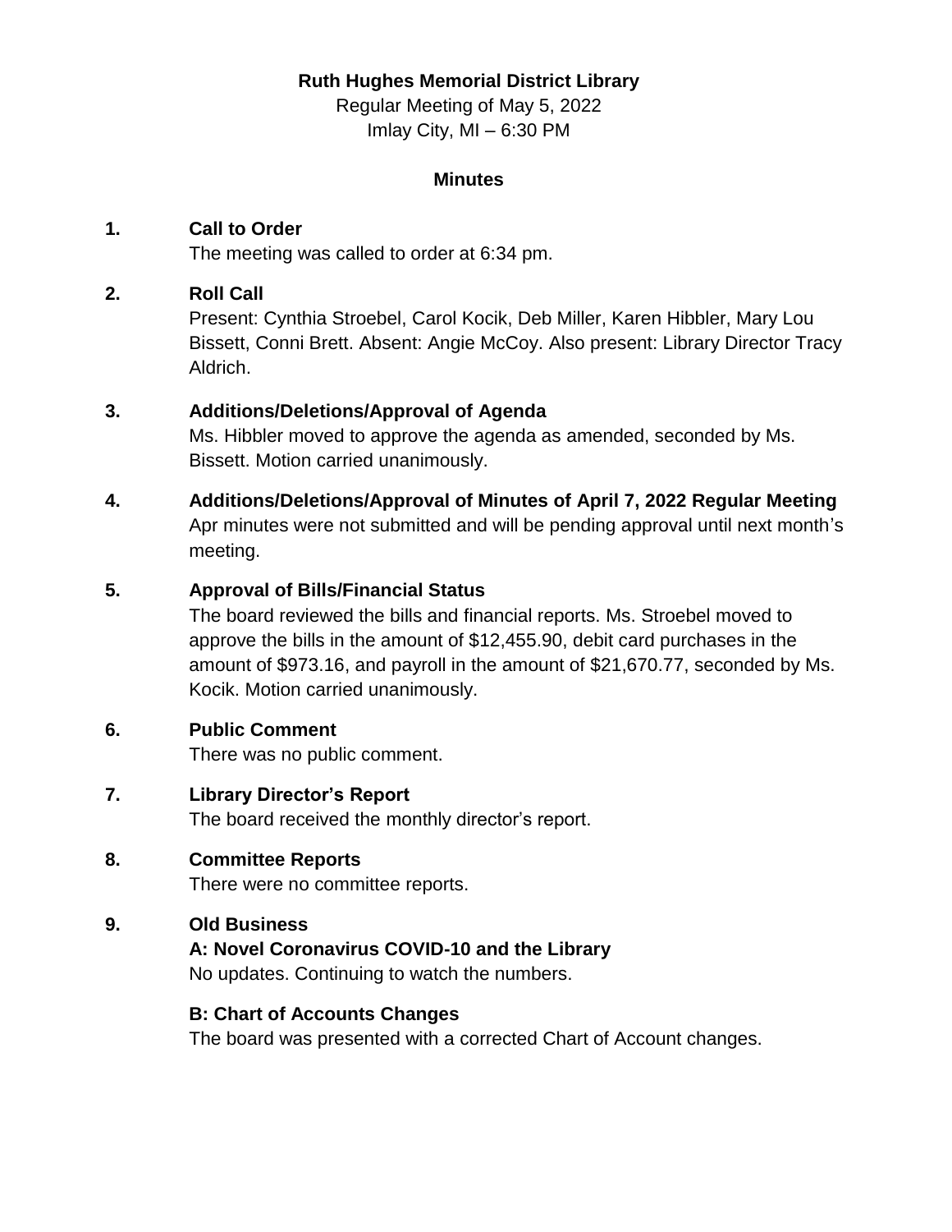**Ruth Hughes Memorial District Library**

Regular Meeting of May 5, 2022

Imlay City, MI – 6:30 PM

**Minutes**

**1. Call to Order**

The meeting was called to order at 6:34 pm.

**2. Roll Call**

Present: Cynthia Stroebel, Carol Kocik, Deb Miller, Karen Hibbler, Mary Lou Bissett, Conni Brett. Absent: Angie McCoy. Also present: Library Director Tracy Aldrich.

**3. Additions/Deletions/Approval of Agenda**

Ms. Hibbler moved to approve the agenda as amended, seconded by Ms. Bissett. Motion carried unanimously.

**4. Additions/Deletions/Approval of Minutes of April 7, 2022 Regular Meeting**

Apr minutes were not submitted and will be pending approval until next month's meeting.

**5. Approval of Bills/Financial Status**

The board reviewed the bills and financial reports. Ms. Stroebel moved to approve the bills in the amount of $12,455.90, debit card purchases in the amount of $973.16, and payroll in the amount of $21,670.77, seconded by Ms. Kocik. Motion carried unanimously.

**6. Public Comment**

There was no public comment.

**7. Library Director's Report**

The board received the monthly director's report.

**8. Committee Reports**

There were no committee reports.

**9. Old Business**

**A: Novel Coronavirus COVID-10 and the Library**

No updates. Continuing to watch the numbers.

**B: Chart of Accounts Changes**

The board was presented with a corrected Chart of Account changes.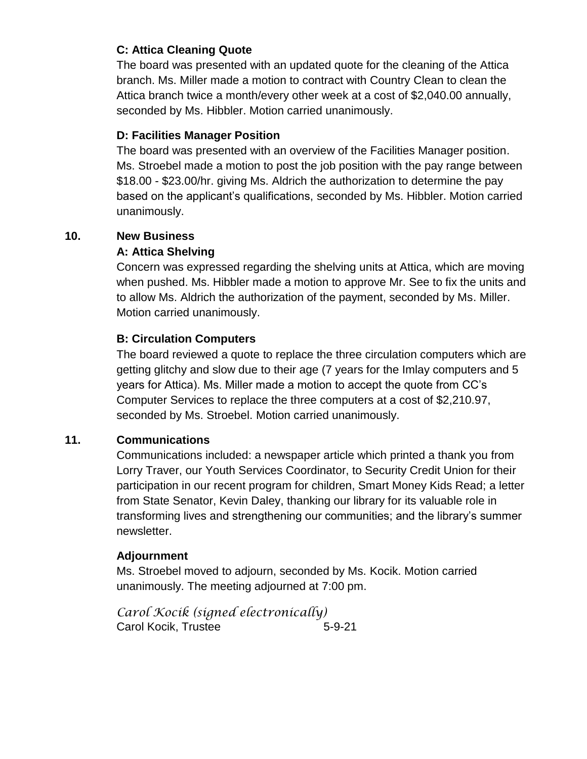**C: Attica Cleaning Quote**

The board was presented with an updated quote for the cleaning of the Attica branch. Ms. Miller made a motion to contract with Country Clean to clean the Attica branch twice a month/every other week at a cost of $2,040.00 annually, seconded by Ms. Hibbler. Motion carried unanimously.

**D: Facilities Manager Position**

The board was presented with an overview of the Facilities Manager position. Ms. Stroebel made a motion to post the job position with the pay range between $18.00 - $23.00/hr. giving Ms. Aldrich the authorization to determine the pay based on the applicant's qualifications, seconded by Ms. Hibbler. Motion carried unanimously.

**10. New Business**

**A: Attica Shelving**

Concern was expressed regarding the shelving units at Attica, which are moving when pushed. Ms. Hibbler made a motion to approve Mr. See to fix the units and to allow Ms. Aldrich the authorization of the payment, seconded by Ms. Miller. Motion carried unanimously.

**B: Circulation Computers**

The board reviewed a quote to replace the three circulation computers which are getting glitchy and slow due to their age (7 years for the Imlay computers and 5 years for Attica). Ms. Miller made a motion to accept the quote from CC's Computer Services to replace the three computers at a cost of $2,210.97, seconded by Ms. Stroebel. Motion carried unanimously.

**11. Communications**

Communications included: a newspaper article which printed a thank you from Lorry Traver, our Youth Services Coordinator, to Security Credit Union for their participation in our recent program for children, Smart Money Kids Read; a letter from State Senator, Kevin Daley, thanking our library for its valuable role in transforming lives and strengthening our communities; and the library's summer newsletter.

**Adjournment**

Ms. Stroebel moved to adjourn, seconded by Ms. Kocik. Motion carried unanimously. The meeting adjourned at 7:00 pm.

*Carol Kocik (signed electronically)*
Carol Kocik, Trustee 5-9-21